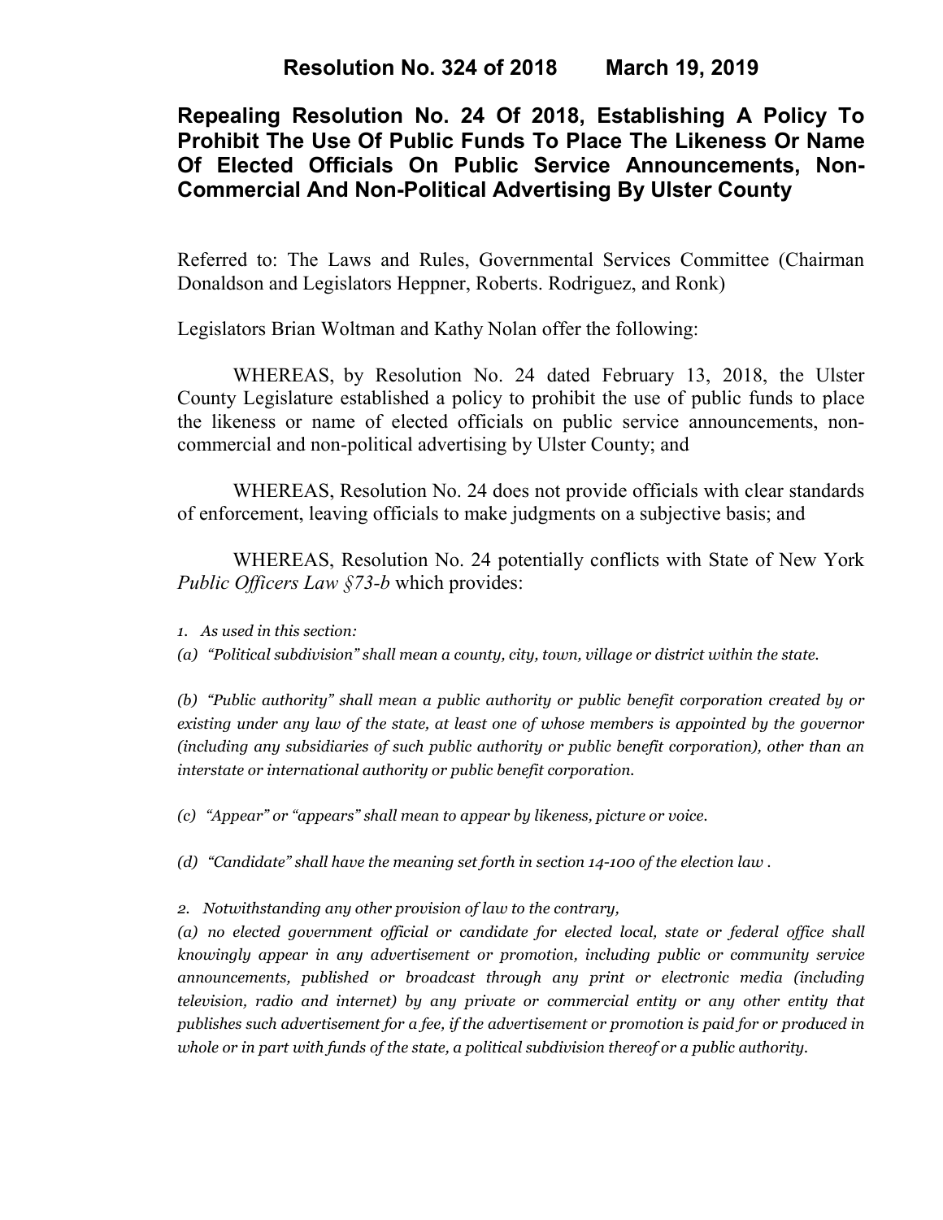**Resolution No. 324 of 2018 March 19, 2019**

# Repealing Resolution No. 24 Of 2018, Establishing A Policy To Prohibit The Use Of Public Funds To Place The Likeness Or Name Of Elected Officials On Public Service Announcements, Non-Commercial And Non-Political Advertising By Ulster County

Referred to: The Laws and Rules, Governmental Services Committee (Chairman Donaldson and Legislators Heppner, Roberts. Rodriguez, and Ronk)

Legislators Brian Woltman and Kathy Nolan offer the following:

WHEREAS, by Resolution No. 24 dated February 13, 2018, the Ulster County Legislature established a policy to prohibit the use of public funds to place the likeness or name of elected officials on public service announcements, non-commercial and non-political advertising by Ulster County; and

WHEREAS, Resolution No. 24 does not provide officials with clear standards of enforcement, leaving officials to make judgments on a subjective basis; and

WHEREAS, Resolution No. 24 potentially conflicts with State of New York *Public Officers Law §73-b* which provides:

*1. As used in this section:*

*(a) "Political subdivision" shall mean a county, city, town, village or district within the state.*

*(b) "Public authority" shall mean a public authority or public benefit corporation created by or existing under any law of the state, at least one of whose members is appointed by the governor (including any subsidiaries of such public authority or public benefit corporation), other than an interstate or international authority or public benefit corporation.*

*(c) "Appear" or "appears" shall mean to appear by likeness, picture or voice.*

*(d) "Candidate" shall have the meaning set forth in section 14-100 of the election law .*

*2. Notwithstanding any other provision of law to the contrary,*

*(a) no elected government official or candidate for elected local, state or federal office shall knowingly appear in any advertisement or promotion, including public or community service announcements, published or broadcast through any print or electronic media (including television, radio and internet) by any private or commercial entity or any other entity that publishes such advertisement for a fee, if the advertisement or promotion is paid for or produced in whole or in part with funds of the state, a political subdivision thereof or a public authority.*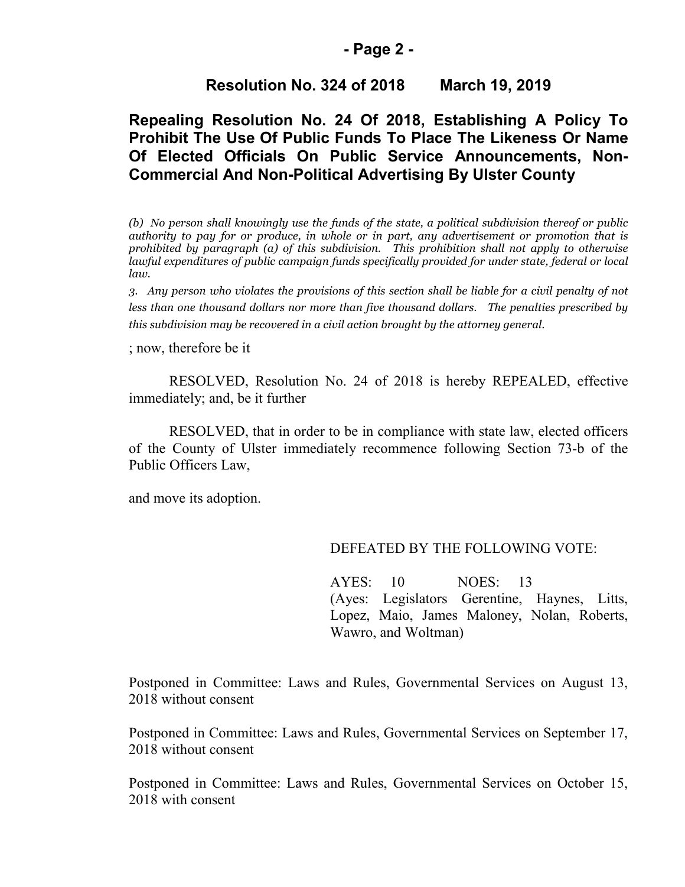**Resolution No. 324 of 2018 March 19, 2019**

## Repealing Resolution No. 24 Of 2018, Establishing A Policy To Prohibit The Use Of Public Funds To Place The Likeness Or Name Of Elected Officials On Public Service Announcements, Non-Commercial And Non-Political Advertising By Ulster County

*(b) No person shall knowingly use the funds of the state, a political subdivision thereof or public authority to pay for or produce, in whole or in part, any advertisement or promotion that is prohibited by paragraph (a) of this subdivision. This prohibition shall not apply to otherwise lawful expenditures of public campaign funds specifically provided for under state, federal or local law.*

*3. Any person who violates the provisions of this section shall be liable for a civil penalty of not less than one thousand dollars nor more than five thousand dollars. The penalties prescribed by this subdivision may be recovered in a civil action brought by the attorney general.*

; now, therefore be it

RESOLVED, Resolution No. 24 of 2018 is hereby REPEALED, effective immediately; and, be it further

RESOLVED, that in order to be in compliance with state law, elected officers of the County of Ulster immediately recommence following Section 73-b of the Public Officers Law,

and move its adoption.

DEFEATED BY THE FOLLOWING VOTE:

AYES: 10 NOES: 13
(Ayes: Legislators Gerentine, Haynes, Litts, Lopez, Maio, James Maloney, Nolan, Roberts, Wawro, and Woltman)

Postponed in Committee: Laws and Rules, Governmental Services on August 13, 2018 without consent

Postponed in Committee: Laws and Rules, Governmental Services on September 17, 2018 without consent

Postponed in Committee: Laws and Rules, Governmental Services on October 15, 2018 with consent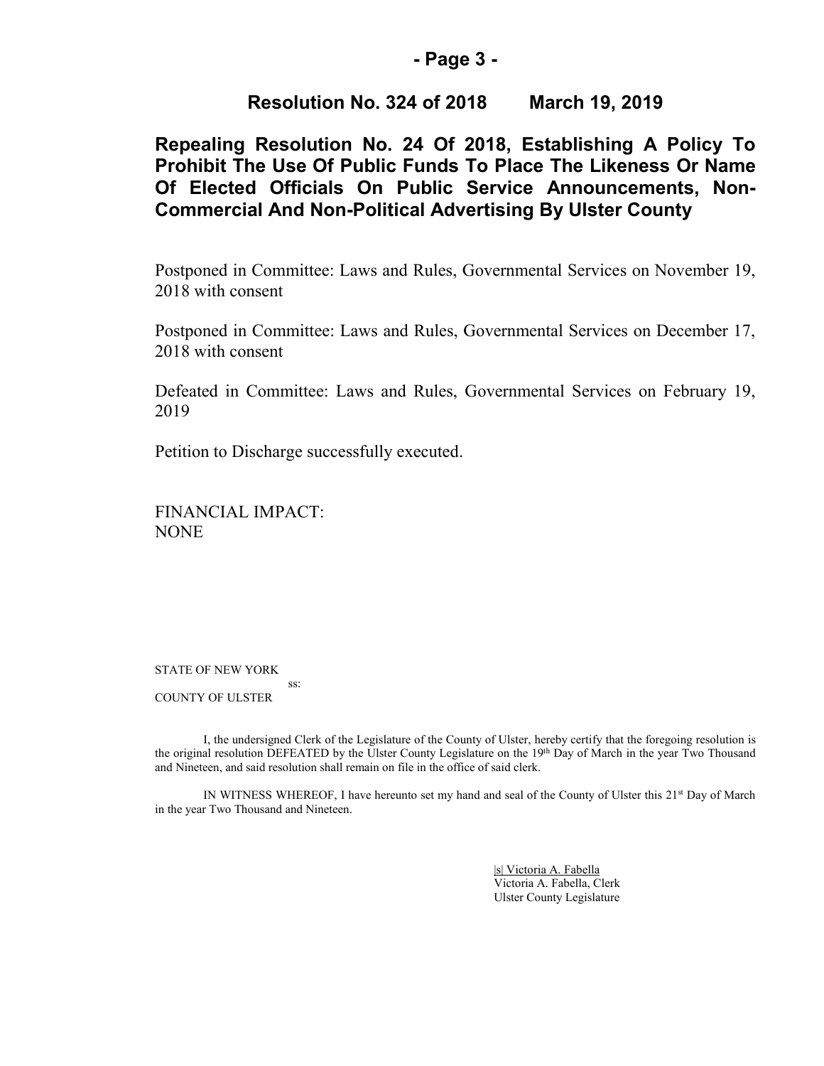## Resolution No. 324 of 2018 March 19, 2019

## Repealing Resolution No. 24 Of 2018, Establishing A Policy To Prohibit The Use Of Public Funds To Place The Likeness Or Name Of Elected Officials On Public Service Announcements, Non-Commercial And Non-Political Advertising By Ulster County

Postponed in Committee: Laws and Rules, Governmental Services on November 19, 2018 with consent

Postponed in Committee: Laws and Rules, Governmental Services on December 17, 2018 with consent

Defeated in Committee: Laws and Rules, Governmental Services on February 19, 2019

Petition to Discharge successfully executed.

FINANCIAL IMPACT:
NONE

STATE OF NEW YORK
ss:
COUNTY OF ULSTER

I, the undersigned Clerk of the Legislature of the County of Ulster, hereby certify that the foregoing resolution is the original resolution DEFEATED by the Ulster County Legislature on the 19th Day of March in the year Two Thousand and Nineteen, and said resolution shall remain on file in the office of said clerk.

IN WITNESS WHEREOF, I have hereunto set my hand and seal of the County of Ulster this 21st Day of March in the year Two Thousand and Nineteen.

|s| Victoria A. Fabella
Victoria A. Fabella, Clerk
Ulster County Legislature